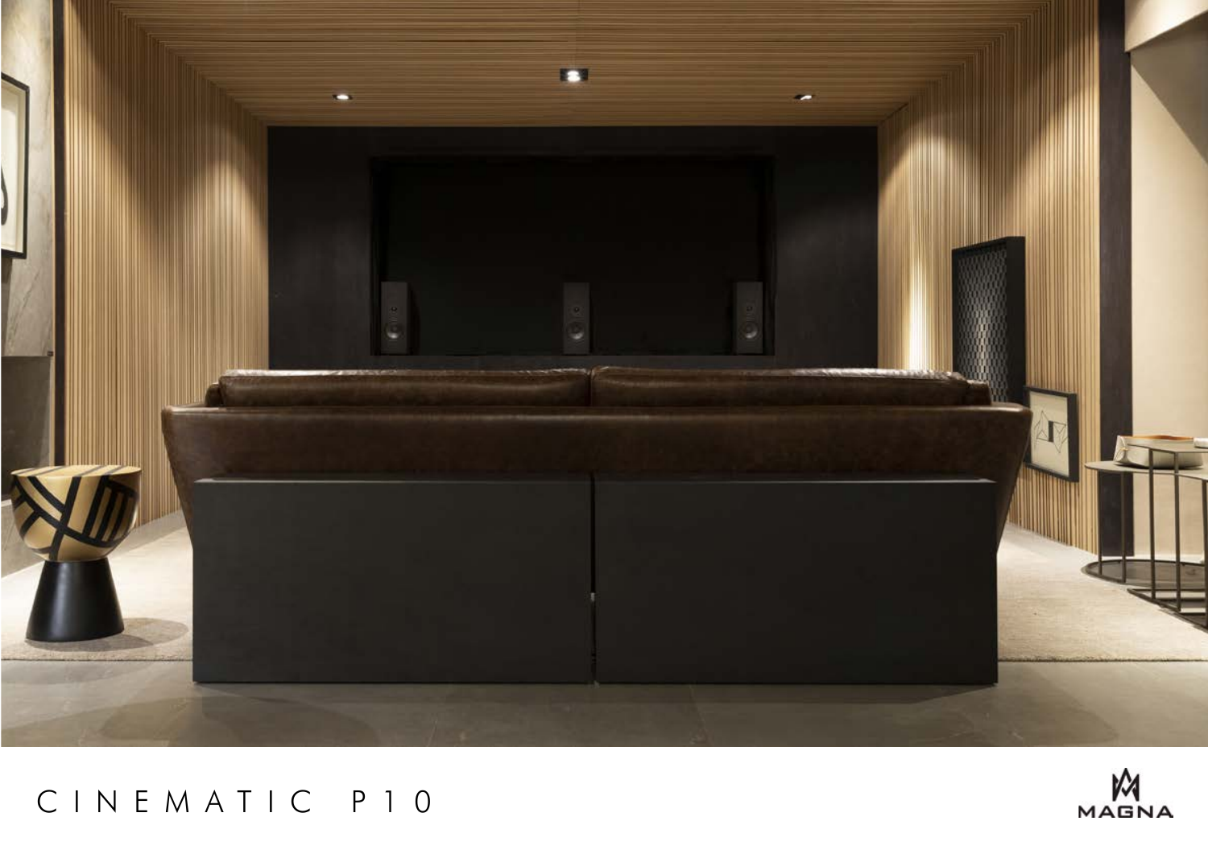# CINEMATIC P10

MAGNA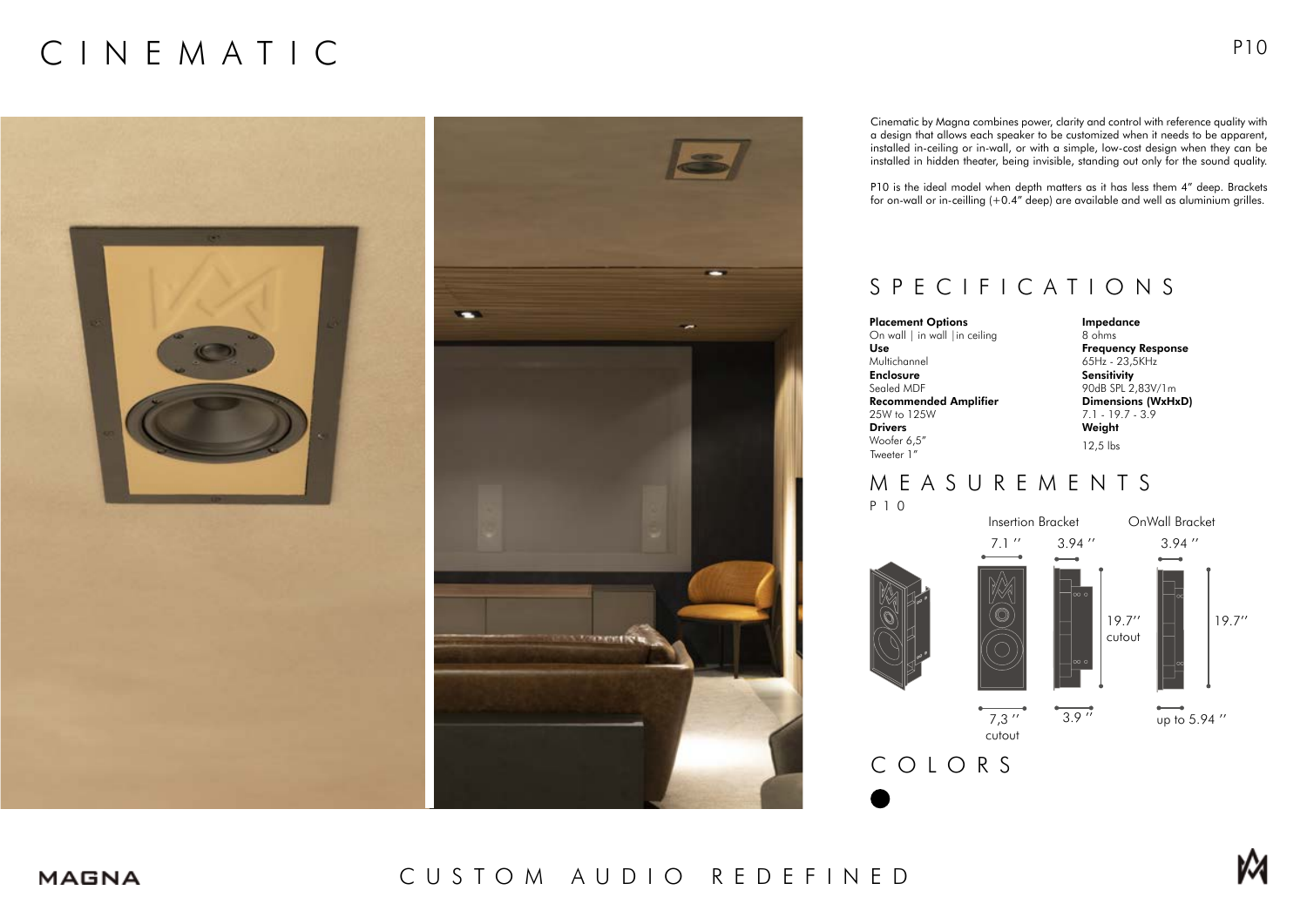# CINEMATIC

P10

Cinematic by Magna combines power, clarity and control with reference quality with a design that allows each speaker to be customized when it needs to be apparent, installed in-ceiling or in-wall, or with a simple, low-cost design when they can be installed in hidden theater, being invisible, standing out only for the sound quality.

P10 is the ideal model when depth matters as it has less them 4" deep. Brackets for on-wall or in-ceilling (+0.4" deep) are available and well as aluminium grilles.

## SPECIFICATIONS

**Placement Options**
On wall | in wall |in ceiling

**Use**
Multichannel

**Enclosure**
Sealed MDF

**Recommended Amplifier**
25W to 125W

**Drivers**
Woofer 6,5"
Tweeter 1"

**Impedance**
8 ohms

**Frequency Response**
65Hz - 23,5KHz

**Sensitivity**
90dB SPL 2,83V/1m

**Dimensions (WxHxD)**
7.1 - 19.7 - 3.9

**Weight**
12,5 lbs

## MEASUREMENTS

P10

Insertion Bracket

7.1 ''

3.94 ''

19.7'' cutout

7,3 '' cutout

3.9 ''

OnWall Bracket

3.94 ''

19.7''

up to 5.94 ''

## COLORS

CUSTOM AUDIO REDEFINED